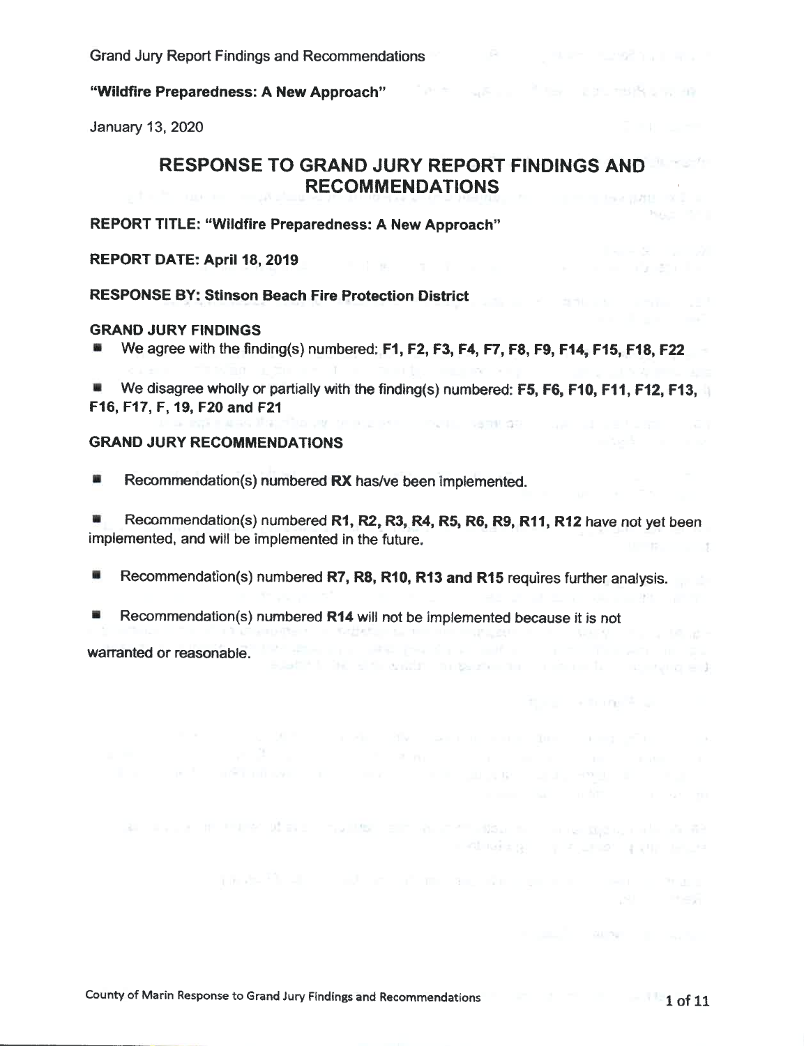Grand Jury Report Findings and Recommendations

**"Wildfire Preparedness: A New Approach"**

January 13, 2020

# RESPONSE TO GRAND JURY REPORT FINDINGS AND RECOMMENDATIONS

**REPORT TITLE: "Wildfire Preparedness: A New Approach"**

**REPORT DATE: April 18, 2019**

**RESPONSE BY: Stinson Beach Fire Protection District**

**GRAND JURY FINDINGS**

- We agree with the finding(s) numbered: **F1, F2, F3, F4, F7, F8, F9, F14, F15, F18, F22**
- We disagree wholly or partially with the finding(s) numbered: **F5, F6, F10, F11, F12, F13, F16, F17, F, 19, F20 and F21**

**GRAND JURY RECOMMENDATIONS**

- Recommendation(s) numbered **RX** has/ve been implemented.
- Recommendation(s) numbered **R1, R2, R3, R4, R5, R6, R9, R11, R12** have not yet been implemented, and will be implemented in the future.
- Recommendation(s) numbered **R7, R8, R10, R13 and R15** requires further analysis.
- Recommendation(s) numbered **R14** will not be implemented because it is not warranted or reasonable.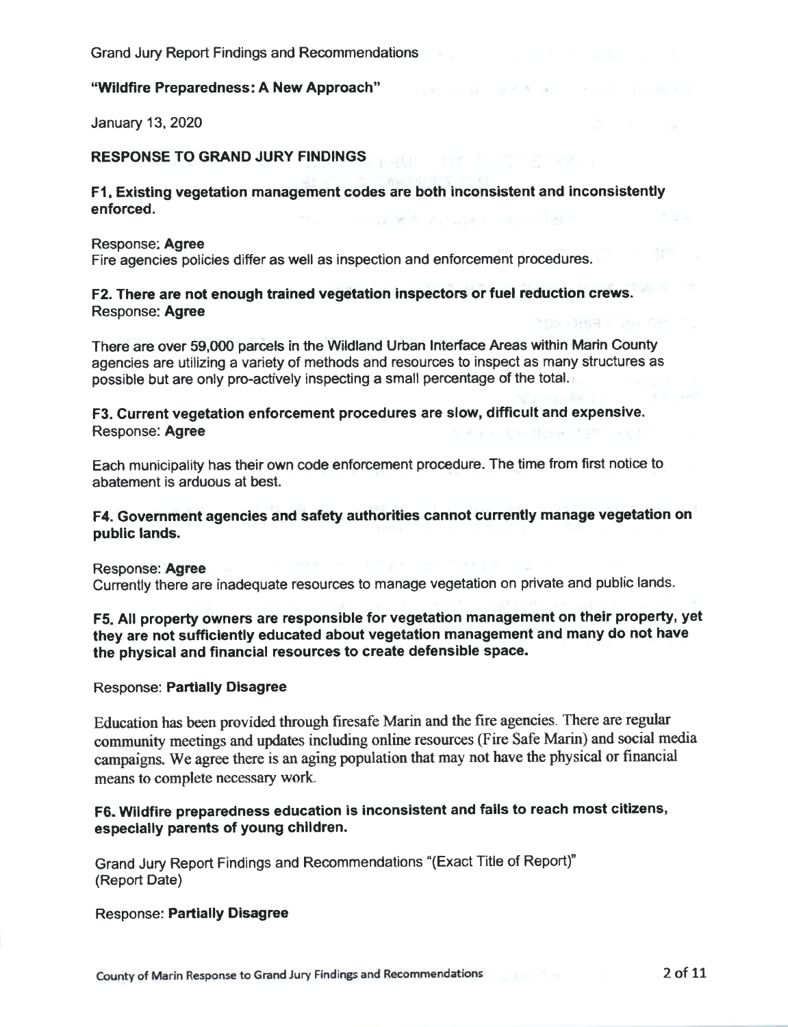Grand Jury Report Findings and Recommendations

**"Wildfire Preparedness: A New Approach"**

January 13, 2020

## RESPONSE TO GRAND JURY FINDINGS

**F1. Existing vegetation management codes are both inconsistent and inconsistently enforced.**

Response: **Agree**
Fire agencies policies differ as well as inspection and enforcement procedures.

**F2. There are not enough trained vegetation inspectors or fuel reduction crews.**
Response: **Agree**

There are over 59,000 parcels in the Wildland Urban Interface Areas within Marin County agencies are utilizing a variety of methods and resources to inspect as many structures as possible but are only pro-actively inspecting a small percentage of the total.

**F3. Current vegetation enforcement procedures are slow, difficult and expensive.**
Response: **Agree**

Each municipality has their own code enforcement procedure. The time from first notice to abatement is arduous at best.

**F4. Government agencies and safety authorities cannot currently manage vegetation on public lands.**

Response: **Agree**
Currently there are inadequate resources to manage vegetation on private and public lands.

**F5. All property owners are responsible for vegetation management on their property, yet they are not sufficiently educated about vegetation management and many do not have the physical and financial resources to create defensible space.**

Response: **Partially Disagree**

Education has been provided through firesafe Marin and the fire agencies. There are regular community meetings and updates including online resources (Fire Safe Marin) and social media campaigns. We agree there is an aging population that may not have the physical or financial means to complete necessary work.

**F6. Wildfire preparedness education is inconsistent and fails to reach most citizens, especially parents of young children.**

Grand Jury Report Findings and Recommendations "(Exact Title of Report)"
(Report Date)

Response: **Partially Disagree**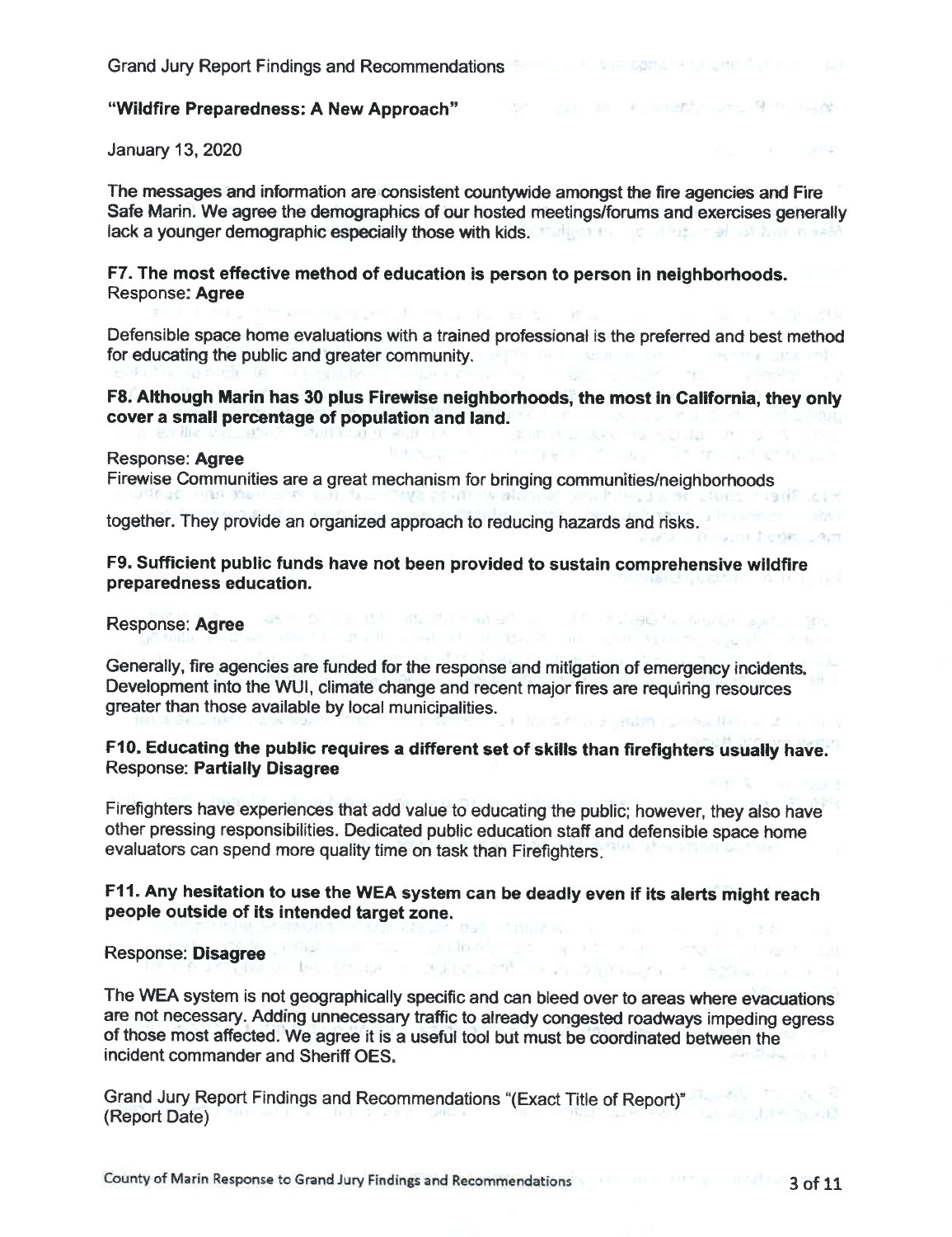Grand Jury Report Findings and Recommendations

**"Wildfire Preparedness: A New Approach"**

January 13, 2020

The messages and information are consistent countywide amongst the fire agencies and Fire Safe Marin. We agree the demographics of our hosted meetings/forums and exercises generally lack a younger demographic especially those with kids.

**F7. The most effective method of education is person to person in neighborhoods.**
Response: **Agree**

Defensible space home evaluations with a trained professional is the preferred and best method for educating the public and greater community.

**F8. Although Marin has 30 plus Firewise neighborhoods, the most in California, they only cover a small percentage of population and land.**

Response: **Agree**
Firewise Communities are a great mechanism for bringing communities/neighborhoods together. They provide an organized approach to reducing hazards and risks.

**F9. Sufficient public funds have not been provided to sustain comprehensive wildfire preparedness education.**

Response: **Agree**

Generally, fire agencies are funded for the response and mitigation of emergency incidents. Development into the WUI, climate change and recent major fires are requiring resources greater than those available by local municipalities.

**F10. Educating the public requires a different set of skills than firefighters usually have.**
Response: **Partially Disagree**

Firefighters have experiences that add value to educating the public; however, they also have other pressing responsibilities. Dedicated public education staff and defensible space home evaluators can spend more quality time on task than Firefighters.

**F11. Any hesitation to use the WEA system can be deadly even if its alerts might reach people outside of its intended target zone.**

Response: **Disagree**

The WEA system is not geographically specific and can bleed over to areas where evacuations are not necessary. Adding unnecessary traffic to already congested roadways impeding egress of those most affected. We agree it is a useful tool but must be coordinated between the incident commander and Sheriff OES.

Grand Jury Report Findings and Recommendations "(Exact Title of Report)"
(Report Date)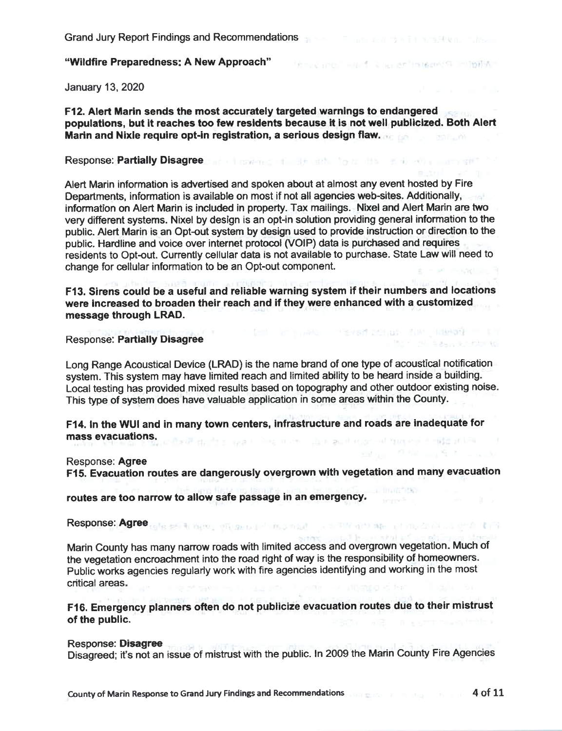Grand Jury Report Findings and Recommendations

**"Wildfire Preparedness: A New Approach"**

January 13, 2020

**F12. Alert Marin sends the most accurately targeted warnings to endangered populations, but it reaches too few residents because it is not well publicized. Both Alert Marin and Nixle require opt-in registration, a serious design flaw.**

Response: **Partially Disagree**

Alert Marin information is advertised and spoken about at almost any event hosted by Fire Departments, information is available on most if not all agencies web-sites. Additionally, information on Alert Marin is included in property. Tax mailings. Nixel and Alert Marin are two very different systems. Nixel by design is an opt-in solution providing general information to the public. Alert Marin is an Opt-out system by design used to provide instruction or direction to the public. Hardline and voice over internet protocol (VOIP) data is purchased and requires residents to Opt-out. Currently cellular data is not available to purchase. State Law will need to change for cellular information to be an Opt-out component.

**F13. Sirens could be a useful and reliable warning system if their numbers and locations were increased to broaden their reach and if they were enhanced with a customized message through LRAD.**

Response: **Partially Disagree**

Long Range Acoustical Device (LRAD) is the name brand of one type of acoustical notification system. This system may have limited reach and limited ability to be heard inside a building. Local testing has provided mixed results based on topography and other outdoor existing noise. This type of system does have valuable application in some areas within the County.

**F14. In the WUI and in many town centers, infrastructure and roads are inadequate for mass evacuations.**

Response: **Agree**

**F15. Evacuation routes are dangerously overgrown with vegetation and many evacuation routes are too narrow to allow safe passage in an emergency.**

Response: **Agree**

Marin County has many narrow roads with limited access and overgrown vegetation. Much of the vegetation encroachment into the road right of way is the responsibility of homeowners. Public works agencies regularly work with fire agencies identifying and working in the most critical areas.

**F16. Emergency planners often do not publicize evacuation routes due to their mistrust of the public.**

Response: **Disagree**

Disagreed; it's not an issue of mistrust with the public. In 2009 the Marin County Fire Agencies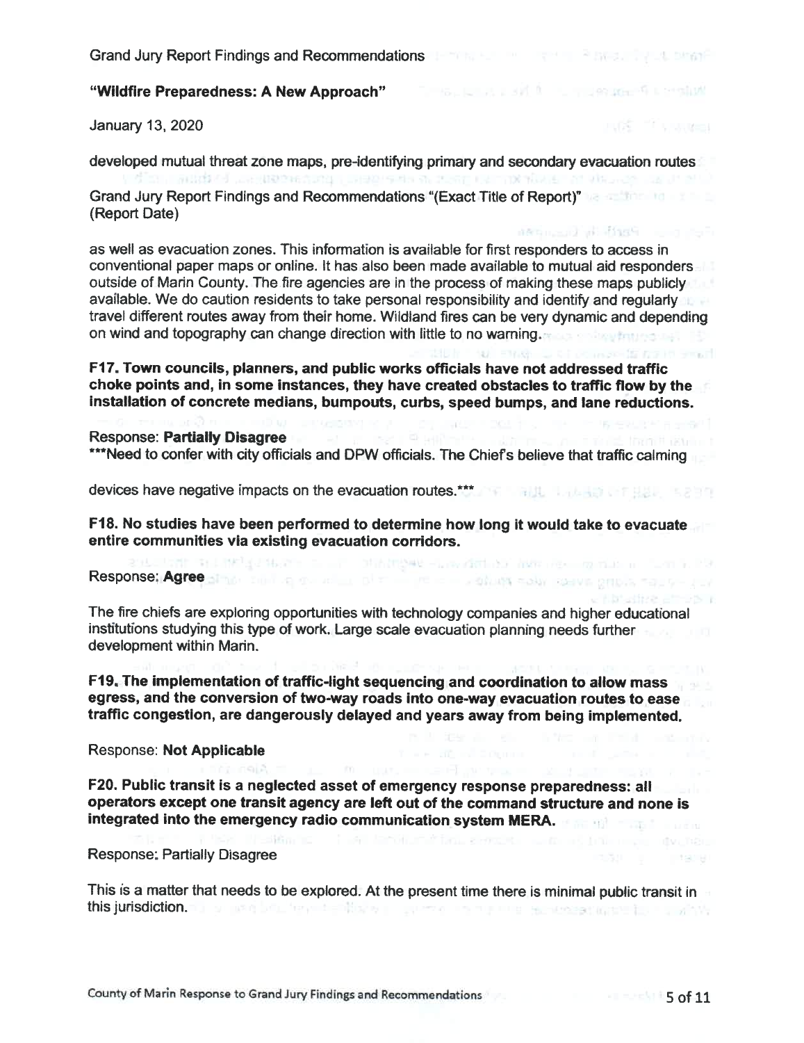developed mutual threat zone maps, pre-identifying primary and secondary evacuation routes

Grand Jury Report Findings and Recommendations "(Exact Title of Report)"
(Report Date)

as well as evacuation zones. This information is available for first responders to access in conventional paper maps or online. It has also been made available to mutual aid responders outside of Marin County. The fire agencies are in the process of making these maps publicly available. We do caution residents to take personal responsibility and identify and regularly travel different routes away from their home. Wildland fires can be very dynamic and depending on wind and topography can change direction with little to no warning.

**F17. Town councils, planners, and public works officials have not addressed traffic choke points and, in some instances, they have created obstacles to traffic flow by the installation of concrete medians, bumpouts, curbs, speed bumps, and lane reductions.**

Response: **Partially Disagree**
***Need to confer with city officials and DPW officials. The Chief's believe that traffic calming

devices have negative impacts on the evacuation routes.***

**F18. No studies have been performed to determine how long it would take to evacuate entire communities via existing evacuation corridors.**

Response: **Agree**

The fire chiefs are exploring opportunities with technology companies and higher educational institutions studying this type of work. Large scale evacuation planning needs further development within Marin.

**F19. The implementation of traffic-light sequencing and coordination to allow mass egress, and the conversion of two-way roads into one-way evacuation routes to ease traffic congestion, are dangerously delayed and years away from being implemented.**

Response: **Not Applicable**

**F20. Public transit is a neglected asset of emergency response preparedness: all operators except one transit agency are left out of the command structure and none is integrated into the emergency radio communication system MERA.**

Response: Partially Disagree

This is a matter that needs to be explored. At the present time there is minimal public transit in this jurisdiction.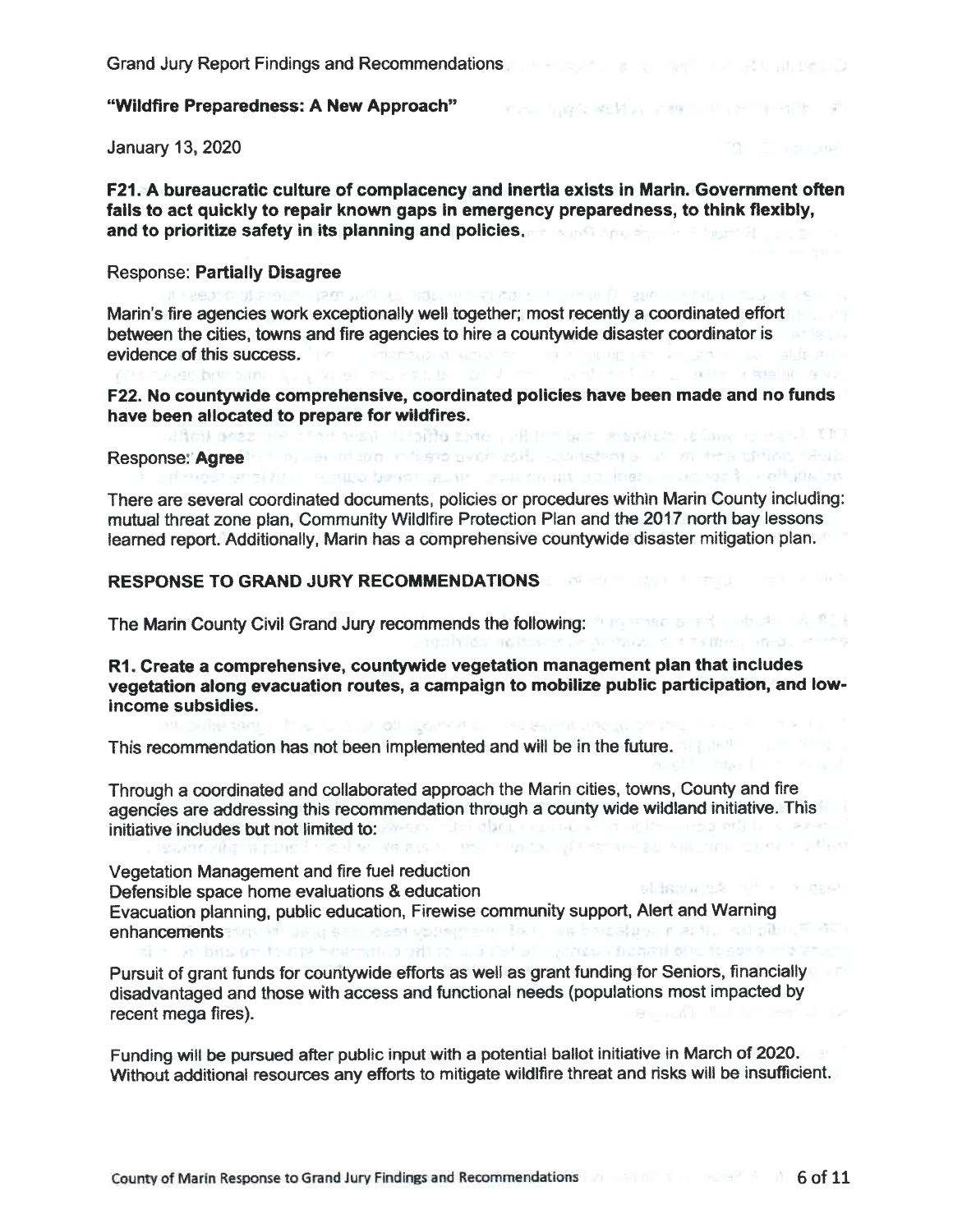Grand Jury Report Findings and Recommendations

**"Wildfire Preparedness: A New Approach"**

January 13, 2020

**F21. A bureaucratic culture of complacency and inertia exists in Marin. Government often fails to act quickly to repair known gaps in emergency preparedness, to think flexibly, and to prioritize safety in its planning and policies.**

Response: **Partially Disagree**

Marin's fire agencies work exceptionally well together; most recently a coordinated effort between the cities, towns and fire agencies to hire a countywide disaster coordinator is evidence of this success.

**F22. No countywide comprehensive, coordinated policies have been made and no funds have been allocated to prepare for wildfires.**

Response: **Agree**

There are several coordinated documents, policies or procedures within Marin County including: mutual threat zone plan, Community Wildfire Protection Plan and the 2017 north bay lessons learned report. Additionally, Marin has a comprehensive countywide disaster mitigation plan.

**RESPONSE TO GRAND JURY RECOMMENDATIONS**

The Marin County Civil Grand Jury recommends the following:

**R1. Create a comprehensive, countywide vegetation management plan that includes vegetation along evacuation routes, a campaign to mobilize public participation, and low-income subsidies.**

This recommendation has not been implemented and will be in the future.

Through a coordinated and collaborated approach the Marin cities, towns, County and fire agencies are addressing this recommendation through a county wide wildland initiative. This initiative includes but not limited to:

Vegetation Management and fire fuel reduction
Defensible space home evaluations & education
Evacuation planning, public education, Firewise community support, Alert and Warning enhancements

Pursuit of grant funds for countywide efforts as well as grant funding for Seniors, financially disadvantaged and those with access and functional needs (populations most impacted by recent mega fires).

Funding will be pursued after public input with a potential ballot initiative in March of 2020. Without additional resources any efforts to mitigate wildfire threat and risks will be insufficient.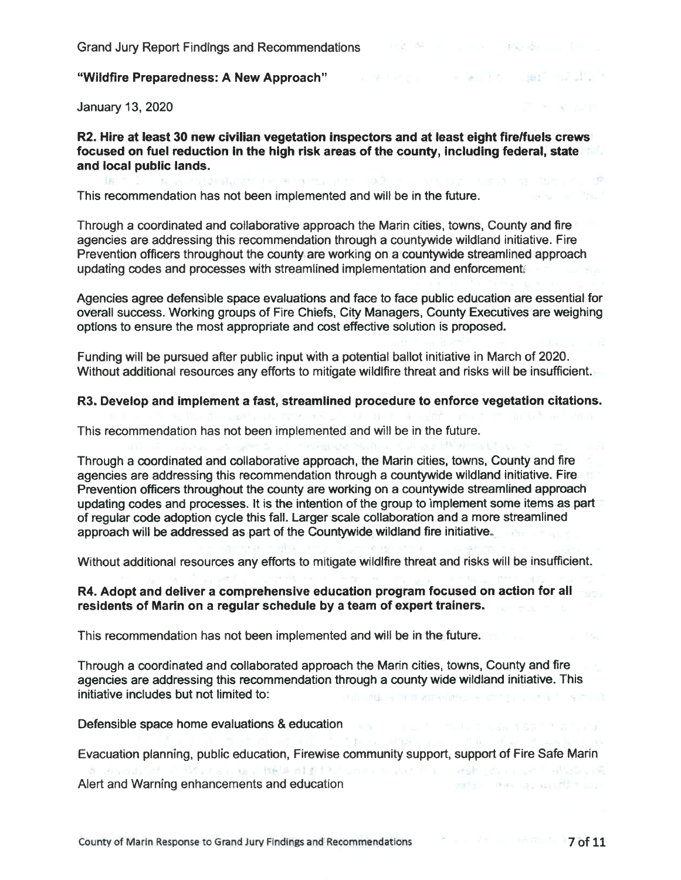Grand Jury Report Findings and Recommendations

**"Wildfire Preparedness: A New Approach"**

January 13, 2020

**R2. Hire at least 30 new civilian vegetation inspectors and at least eight fire/fuels crews focused on fuel reduction in the high risk areas of the county, including federal, state and local public lands.**

This recommendation has not been implemented and will be in the future.

Through a coordinated and collaborative approach the Marin cities, towns, County and fire agencies are addressing this recommendation through a countywide wildland initiative. Fire Prevention officers throughout the county are working on a countywide streamlined approach updating codes and processes with streamlined implementation and enforcement.

Agencies agree defensible space evaluations and face to face public education are essential for overall success. Working groups of Fire Chiefs, City Managers, County Executives are weighing options to ensure the most appropriate and cost effective solution is proposed.

Funding will be pursued after public input with a potential ballot initiative in March of 2020. Without additional resources any efforts to mitigate wildfire threat and risks will be insufficient.

**R3. Develop and implement a fast, streamlined procedure to enforce vegetation citations.**

This recommendation has not been implemented and will be in the future.

Through a coordinated and collaborative approach, the Marin cities, towns, County and fire agencies are addressing this recommendation through a countywide wildland initiative. Fire Prevention officers throughout the county are working on a countywide streamlined approach updating codes and processes. It is the intention of the group to implement some items as part of regular code adoption cycle this fall. Larger scale collaboration and a more streamlined approach will be addressed as part of the Countywide wildland fire initiative.

Without additional resources any efforts to mitigate wildfire threat and risks will be insufficient.

**R4. Adopt and deliver a comprehensive education program focused on action for all residents of Marin on a regular schedule by a team of expert trainers.**

This recommendation has not been implemented and will be in the future.

Through a coordinated and collaborated approach the Marin cities, towns, County and fire agencies are addressing this recommendation through a county wide wildland initiative. This initiative includes but not limited to:

Defensible space home evaluations & education

Evacuation planning, public education, Firewise community support, support of Fire Safe Marin

Alert and Warning enhancements and education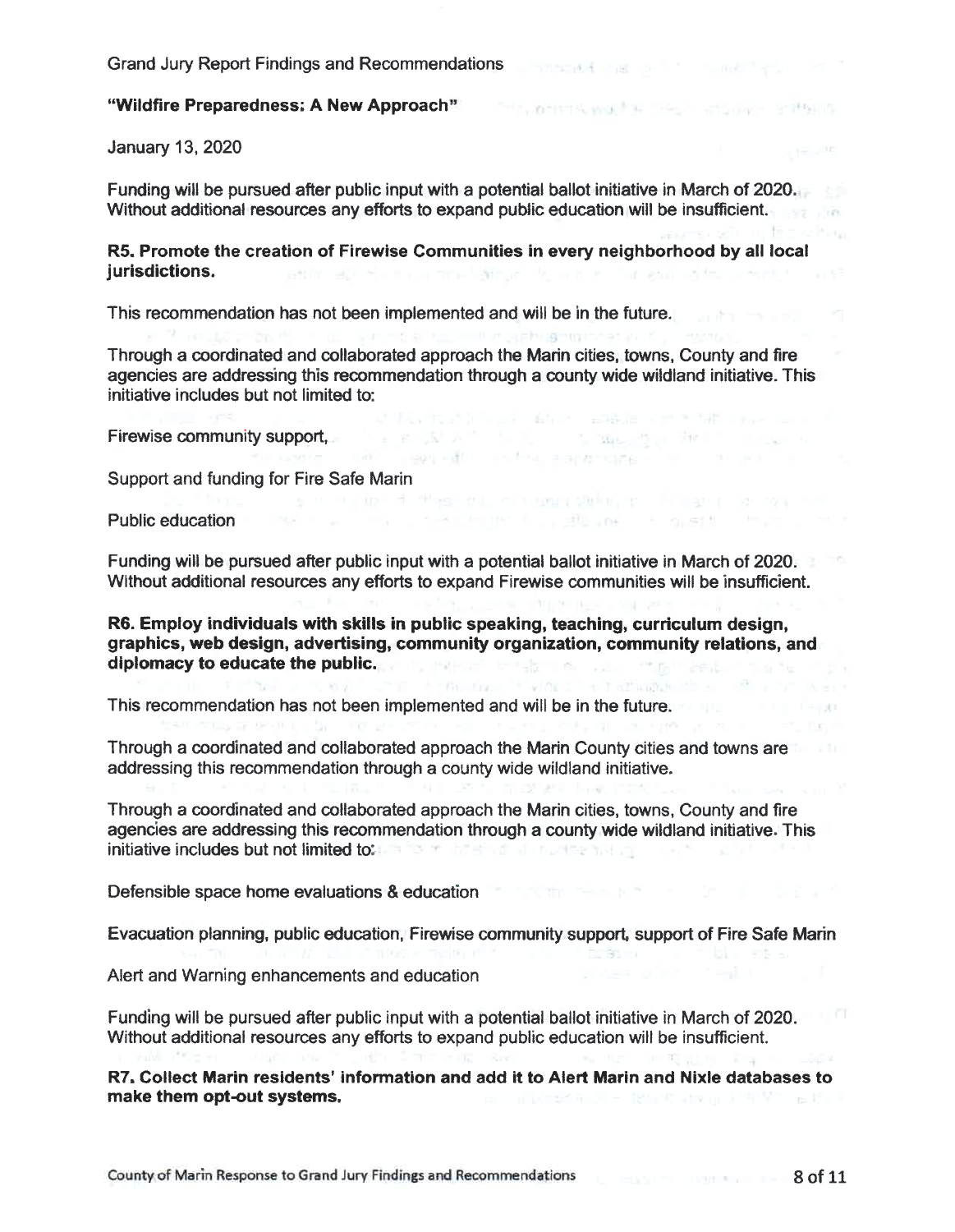Grand Jury Report Findings and Recommendations

**"Wildfire Preparedness: A New Approach"**

January 13, 2020

Funding will be pursued after public input with a potential ballot initiative in March of 2020. Without additional resources any efforts to expand public education will be insufficient.

**R5. Promote the creation of Firewise Communities in every neighborhood by all local jurisdictions.**

This recommendation has not been implemented and will be in the future.

Through a coordinated and collaborated approach the Marin cities, towns, County and fire agencies are addressing this recommendation through a county wide wildland initiative. This initiative includes but not limited to:

Firewise community support,

Support and funding for Fire Safe Marin

Public education

Funding will be pursued after public input with a potential ballot initiative in March of 2020. Without additional resources any efforts to expand Firewise communities will be insufficient.

**R6. Employ individuals with skills in public speaking, teaching, curriculum design, graphics, web design, advertising, community organization, community relations, and diplomacy to educate the public.**

This recommendation has not been implemented and will be in the future.

Through a coordinated and collaborated approach the Marin County cities and towns are addressing this recommendation through a county wide wildland initiative.

Through a coordinated and collaborated approach the Marin cities, towns, County and fire agencies are addressing this recommendation through a county wide wildland initiative. This initiative includes but not limited to:

Defensible space home evaluations & education

Evacuation planning, public education, Firewise community support, support of Fire Safe Marin

Alert and Warning enhancements and education

Funding will be pursued after public input with a potential ballot initiative in March of 2020. Without additional resources any efforts to expand public education will be insufficient.

**R7. Collect Marin residents' information and add it to Alert Marin and Nixle databases to make them opt-out systems.**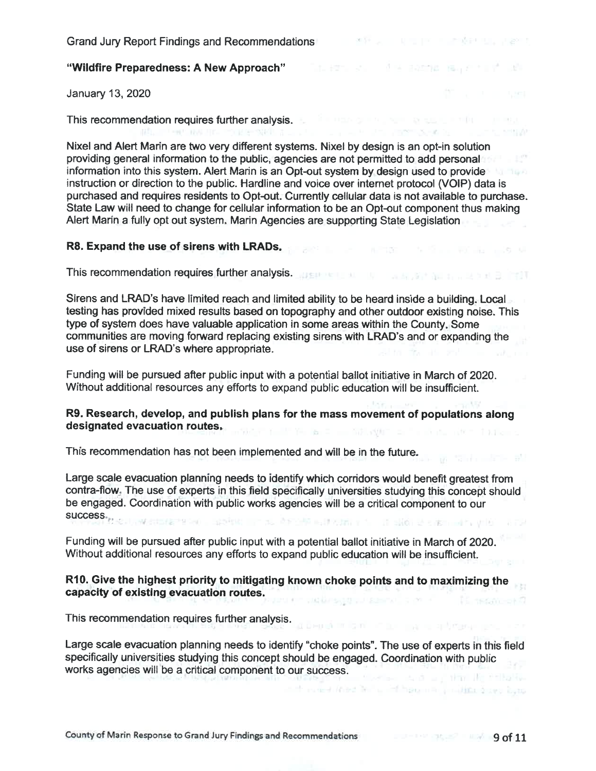Grand Jury Report Findings and Recommendations

**"Wildfire Preparedness: A New Approach"**

January 13, 2020

This recommendation requires further analysis.

Nixel and Alert Marin are two very different systems. Nixel by design is an opt-in solution providing general information to the public, agencies are not permitted to add personal information into this system. Alert Marin is an Opt-out system by design used to provide instruction or direction to the public. Hardline and voice over internet protocol (VOIP) data is purchased and requires residents to Opt-out. Currently cellular data is not available to purchase. State Law will need to change for cellular information to be an Opt-out component thus making Alert Marin a fully opt out system. Marin Agencies are supporting State Legislation

**R8. Expand the use of sirens with LRADs.**

This recommendation requires further analysis.

Sirens and LRAD's have limited reach and limited ability to be heard inside a building. Local testing has provided mixed results based on topography and other outdoor existing noise. This type of system does have valuable application in some areas within the County. Some communities are moving forward replacing existing sirens with LRAD's and or expanding the use of sirens or LRAD's where appropriate.

Funding will be pursued after public input with a potential ballot initiative in March of 2020. Without additional resources any efforts to expand public education will be insufficient.

**R9. Research, develop, and publish plans for the mass movement of populations along designated evacuation routes.**

This recommendation has not been implemented and will be in the future.

Large scale evacuation planning needs to identify which corridors would benefit greatest from contra-flow. The use of experts in this field specifically universities studying this concept should be engaged. Coordination with public works agencies will be a critical component to our success.

Funding will be pursued after public input with a potential ballot initiative in March of 2020. Without additional resources any efforts to expand public education will be insufficient.

**R10. Give the highest priority to mitigating known choke points and to maximizing the capacity of existing evacuation routes.**

This recommendation requires further analysis.

Large scale evacuation planning needs to identify "choke points". The use of experts in this field specifically universities studying this concept should be engaged. Coordination with public works agencies will be a critical component to our success.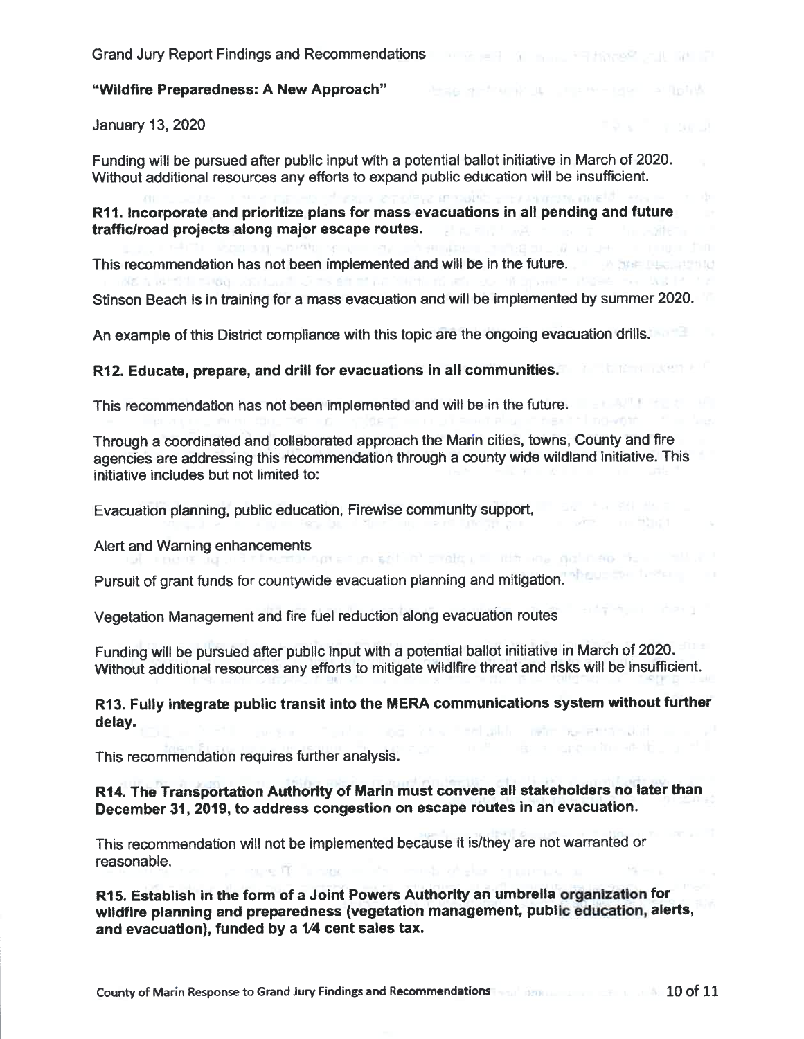Grand Jury Report Findings and Recommendations

**"Wildfire Preparedness: A New Approach"**

January 13, 2020

Funding will be pursued after public input with a potential ballot initiative in March of 2020. Without additional resources any efforts to expand public education will be insufficient.

**R11. Incorporate and prioritize plans for mass evacuations in all pending and future traffic/road projects along major escape routes.**

This recommendation has not been implemented and will be in the future.

Stinson Beach is in training for a mass evacuation and will be implemented by summer 2020.

An example of this District compliance with this topic are the ongoing evacuation drills.

**R12. Educate, prepare, and drill for evacuations in all communities.**

This recommendation has not been implemented and will be in the future.

Through a coordinated and collaborated approach the Marin cities, towns, County and fire agencies are addressing this recommendation through a county wide wildland initiative. This initiative includes but not limited to:

Evacuation planning, public education, Firewise community support,

Alert and Warning enhancements

Pursuit of grant funds for countywide evacuation planning and mitigation.

Vegetation Management and fire fuel reduction along evacuation routes

Funding will be pursued after public input with a potential ballot initiative in March of 2020. Without additional resources any efforts to mitigate wildfire threat and risks will be insufficient.

**R13. Fully integrate public transit into the MERA communications system without further delay.**

This recommendation requires further analysis.

**R14. The Transportation Authority of Marin must convene all stakeholders no later than December 31, 2019, to address congestion on escape routes in an evacuation.**

This recommendation will not be implemented because it is/they are not warranted or reasonable.

**R15. Establish in the form of a Joint Powers Authority an umbrella organization for wildfire planning and preparedness (vegetation management, public education, alerts, and evacuation), funded by a 1/4 cent sales tax.**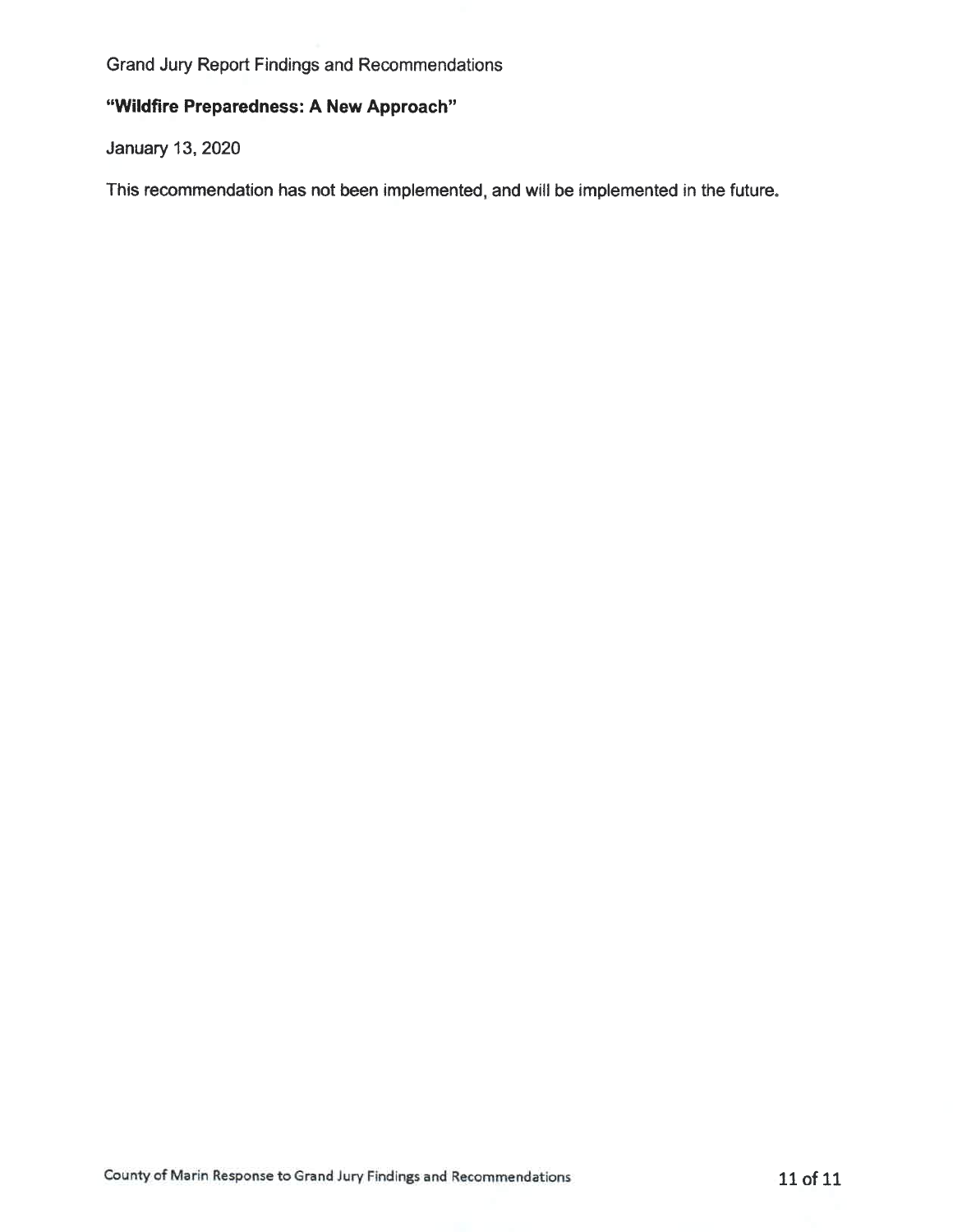Grand Jury Report Findings and Recommendations

**"Wildfire Preparedness: A New Approach"**

January 13, 2020

This recommendation has not been implemented, and will be implemented in the future.